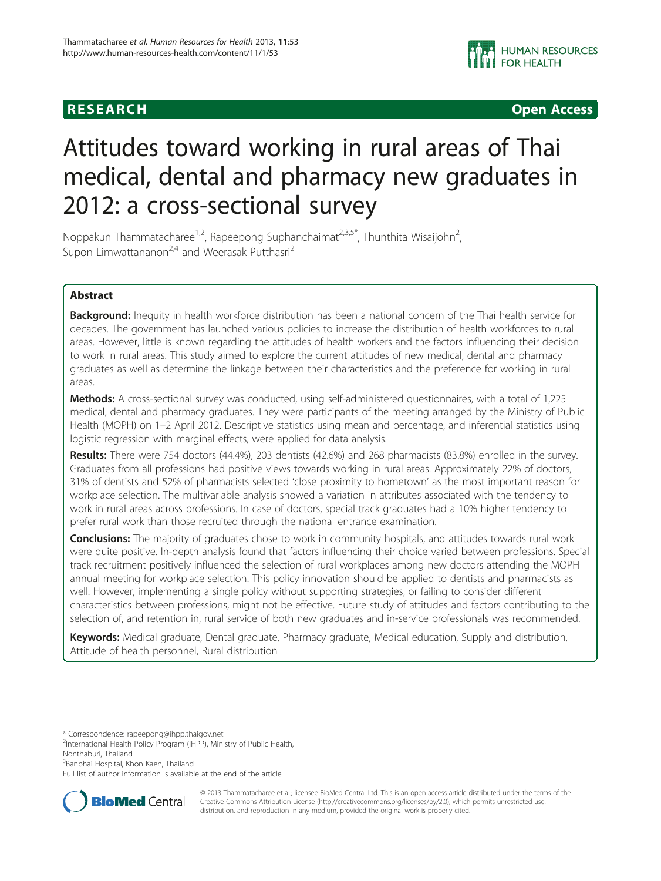**RESEARCH** **Open Access**

# Attitudes toward working in rural areas of Thai medical, dental and pharmacy new graduates in 2012: a cross-sectional survey

Noppakun Thammatacharee[1,2], Rapeepong Suphanchaimat[2,3,5*], Thunthita Wisaijohn[2], Supon Limwattananon[2,4] and Weerasak Putthasri[2]

## Abstract

**Background:** Inequity in health workforce distribution has been a national concern of the Thai health service for decades. The government has launched various policies to increase the distribution of health workforces to rural areas. However, little is known regarding the attitudes of health workers and the factors influencing their decision to work in rural areas. This study aimed to explore the current attitudes of new medical, dental and pharmacy graduates as well as determine the linkage between their characteristics and the preference for working in rural areas.

**Methods:** A cross-sectional survey was conducted, using self-administered questionnaires, with a total of 1,225 medical, dental and pharmacy graduates. They were participants of the meeting arranged by the Ministry of Public Health (MOPH) on 1–2 April 2012. Descriptive statistics using mean and percentage, and inferential statistics using logistic regression with marginal effects, were applied for data analysis.

**Results:** There were 754 doctors (44.4%), 203 dentists (42.6%) and 268 pharmacists (83.8%) enrolled in the survey. Graduates from all professions had positive views towards working in rural areas. Approximately 22% of doctors, 31% of dentists and 52% of pharmacists selected 'close proximity to hometown' as the most important reason for workplace selection. The multivariable analysis showed a variation in attributes associated with the tendency to work in rural areas across professions. In case of doctors, special track graduates had a 10% higher tendency to prefer rural work than those recruited through the national entrance examination.

**Conclusions:** The majority of graduates chose to work in community hospitals, and attitudes towards rural work were quite positive. In-depth analysis found that factors influencing their choice varied between professions. Special track recruitment positively influenced the selection of rural workplaces among new doctors attending the MOPH annual meeting for workplace selection. This policy innovation should be applied to dentists and pharmacists as well. However, implementing a single policy without supporting strategies, or failing to consider different characteristics between professions, might not be effective. Future study of attitudes and factors contributing to the selection of, and retention in, rural service of both new graduates and in-service professionals was recommended.

**Keywords:** Medical graduate, Dental graduate, Pharmacy graduate, Medical education, Supply and distribution, Attitude of health personnel, Rural distribution

---

* Correspondence: rapeepong@ihpp.thaigov.net
[2]International Health Policy Program (IHPP), Ministry of Public Health, Nonthaburi, Thailand
[3]Banphai Hospital, Khon Kaen, Thailand
Full list of author information is available at the end of the article

© 2013 Thammatacharee et al.; licensee BioMed Central Ltd. This is an open access article distributed under the terms of the Creative Commons Attribution License (http://creativecommons.org/licenses/by/2.0), which permits unrestricted use, distribution, and reproduction in any medium, provided the original work is properly cited.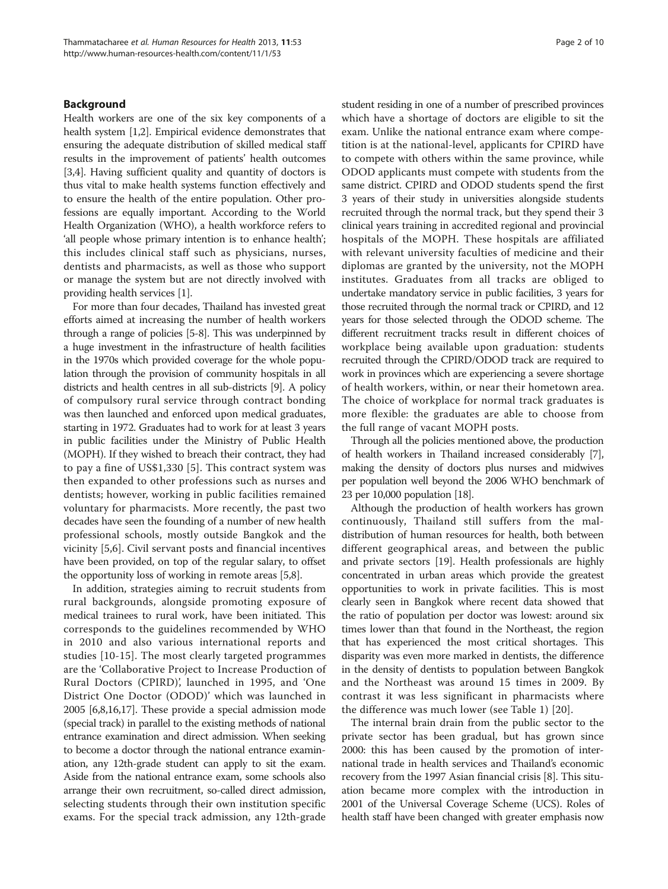## Background

Health workers are one of the six key components of a health system [1,2]. Empirical evidence demonstrates that ensuring the adequate distribution of skilled medical staff results in the improvement of patients' health outcomes [3,4]. Having sufficient quality and quantity of doctors is thus vital to make health systems function effectively and to ensure the health of the entire population. Other professions are equally important. According to the World Health Organization (WHO), a health workforce refers to 'all people whose primary intention is to enhance health'; this includes clinical staff such as physicians, nurses, dentists and pharmacists, as well as those who support or manage the system but are not directly involved with providing health services [1].

For more than four decades, Thailand has invested great efforts aimed at increasing the number of health workers through a range of policies [5-8]. This was underpinned by a huge investment in the infrastructure of health facilities in the 1970s which provided coverage for the whole population through the provision of community hospitals in all districts and health centres in all sub-districts [9]. A policy of compulsory rural service through contract bonding was then launched and enforced upon medical graduates, starting in 1972. Graduates had to work for at least 3 years in public facilities under the Ministry of Public Health (MOPH). If they wished to breach their contract, they had to pay a fine of US$1,330 [5]. This contract system was then expanded to other professions such as nurses and dentists; however, working in public facilities remained voluntary for pharmacists. More recently, the past two decades have seen the founding of a number of new health professional schools, mostly outside Bangkok and the vicinity [5,6]. Civil servant posts and financial incentives have been provided, on top of the regular salary, to offset the opportunity loss of working in remote areas [5,8].

In addition, strategies aiming to recruit students from rural backgrounds, alongside promoting exposure of medical trainees to rural work, have been initiated. This corresponds to the guidelines recommended by WHO in 2010 and also various international reports and studies [10-15]. The most clearly targeted programmes are the 'Collaborative Project to Increase Production of Rural Doctors (CPIRD)', launched in 1995, and 'One District One Doctor (ODOD)' which was launched in 2005 [6,8,16,17]. These provide a special admission mode (special track) in parallel to the existing methods of national entrance examination and direct admission. When seeking to become a doctor through the national entrance examination, any 12th-grade student can apply to sit the exam. Aside from the national entrance exam, some schools also arrange their own recruitment, so-called direct admission, selecting students through their own institution specific exams. For the special track admission, any 12th-grade student residing in one of a number of prescribed provinces which have a shortage of doctors are eligible to sit the exam. Unlike the national entrance exam where competition is at the national-level, applicants for CPIRD have to compete with others within the same province, while ODOD applicants must compete with students from the same district. CPIRD and ODOD students spend the first 3 years of their study in universities alongside students recruited through the normal track, but they spend their 3 clinical years training in accredited regional and provincial hospitals of the MOPH. These hospitals are affiliated with relevant university faculties of medicine and their diplomas are granted by the university, not the MOPH institutes. Graduates from all tracks are obliged to undertake mandatory service in public facilities, 3 years for those recruited through the normal track or CPIRD, and 12 years for those selected through the ODOD scheme. The different recruitment tracks result in different choices of workplace being available upon graduation: students recruited through the CPIRD/ODOD track are required to work in provinces which are experiencing a severe shortage of health workers, within, or near their hometown area. The choice of workplace for normal track graduates is more flexible: the graduates are able to choose from the full range of vacant MOPH posts.

Through all the policies mentioned above, the production of health workers in Thailand increased considerably [7], making the density of doctors plus nurses and midwives per population well beyond the 2006 WHO benchmark of 23 per 10,000 population [18].

Although the production of health workers has grown continuously, Thailand still suffers from the maldistribution of human resources for health, both between different geographical areas, and between the public and private sectors [19]. Health professionals are highly concentrated in urban areas which provide the greatest opportunities to work in private facilities. This is most clearly seen in Bangkok where recent data showed that the ratio of population per doctor was lowest: around six times lower than that found in the Northeast, the region that has experienced the most critical shortages. This disparity was even more marked in dentists, the difference in the density of dentists to population between Bangkok and the Northeast was around 15 times in 2009. By contrast it was less significant in pharmacists where the difference was much lower (see Table 1) [20].

The internal brain drain from the public sector to the private sector has been gradual, but has grown since 2000: this has been caused by the promotion of international trade in health services and Thailand's economic recovery from the 1997 Asian financial crisis [8]. This situation became more complex with the introduction in 2001 of the Universal Coverage Scheme (UCS). Roles of health staff have been changed with greater emphasis now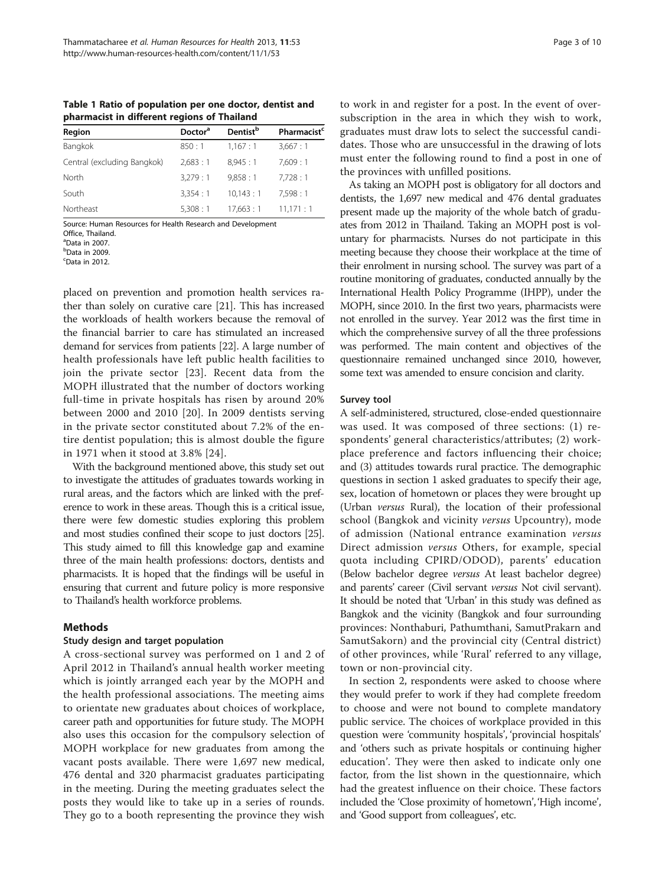**Table 1 Ratio of population per one doctor, dentist and pharmacist in different regions of Thailand**

| Region | Doctor[a] | Dentist[b] | Pharmacist[c] |
|---|---|---|---|
| Bangkok | 850 : 1 | 1,167 : 1 | 3,667 : 1 |
| Central (excluding Bangkok) | 2,683 : 1 | 8,945 : 1 | 7,609 : 1 |
| North | 3,279 : 1 | 9,858 : 1 | 7,728 : 1 |
| South | 3,354 : 1 | 10,143 : 1 | 7,598 : 1 |
| Northeast | 5,308 : 1 | 17,663 : 1 | 11,171 : 1 |

Source: Human Resources for Health Research and Development Office, Thailand.
[a]Data in 2007.
[b]Data in 2009.
[c]Data in 2012.

placed on prevention and promotion health services rather than solely on curative care [21]. This has increased the workloads of health workers because the removal of the financial barrier to care has stimulated an increased demand for services from patients [22]. A large number of health professionals have left public health facilities to join the private sector [23]. Recent data from the MOPH illustrated that the number of doctors working full-time in private hospitals has risen by around 20% between 2000 and 2010 [20]. In 2009 dentists serving in the private sector constituted about 7.2% of the entire dentist population; this is almost double the figure in 1971 when it stood at 3.8% [24].

With the background mentioned above, this study set out to investigate the attitudes of graduates towards working in rural areas, and the factors which are linked with the preference to work in these areas. Though this is a critical issue, there were few domestic studies exploring this problem and most studies confined their scope to just doctors [25]. This study aimed to fill this knowledge gap and examine three of the main health professions: doctors, dentists and pharmacists. It is hoped that the findings will be useful in ensuring that current and future policy is more responsive to Thailand's health workforce problems.

## Methods

### Study design and target population

A cross-sectional survey was performed on 1 and 2 of April 2012 in Thailand's annual health worker meeting which is jointly arranged each year by the MOPH and the health professional associations. The meeting aims to orientate new graduates about choices of workplace, career path and opportunities for future study. The MOPH also uses this occasion for the compulsory selection of MOPH workplace for new graduates from among the vacant posts available. There were 1,697 new medical, 476 dental and 320 pharmacist graduates participating in the meeting. During the meeting graduates select the posts they would like to take up in a series of rounds. They go to a booth representing the province they wish to work in and register for a post. In the event of oversubscription in the area in which they wish to work, graduates must draw lots to select the successful candidates. Those who are unsuccessful in the drawing of lots must enter the following round to find a post in one of the provinces with unfilled positions.

As taking an MOPH post is obligatory for all doctors and dentists, the 1,697 new medical and 476 dental graduates present made up the majority of the whole batch of graduates from 2012 in Thailand. Taking an MOPH post is voluntary for pharmacists. Nurses do not participate in this meeting because they choose their workplace at the time of their enrolment in nursing school. The survey was part of a routine monitoring of graduates, conducted annually by the International Health Policy Programme (IHPP), under the MOPH, since 2010. In the first two years, pharmacists were not enrolled in the survey. Year 2012 was the first time in which the comprehensive survey of all the three professions was performed. The main content and objectives of the questionnaire remained unchanged since 2010, however, some text was amended to ensure concision and clarity.

### Survey tool

A self-administered, structured, close-ended questionnaire was used. It was composed of three sections: (1) respondents' general characteristics/attributes; (2) workplace preference and factors influencing their choice; and (3) attitudes towards rural practice. The demographic questions in section 1 asked graduates to specify their age, sex, location of hometown or places they were brought up (Urban *versus* Rural), the location of their professional school (Bangkok and vicinity *versus* Upcountry), mode of admission (National entrance examination *versus* Direct admission *versus* Others, for example, special quota including CPIRD/ODOD), parents' education (Below bachelor degree *versus* At least bachelor degree) and parents' career (Civil servant *versus* Not civil servant). It should be noted that 'Urban' in this study was defined as Bangkok and the vicinity (Bangkok and four surrounding provinces: Nonthaburi, Pathumthani, SamutPrakarn and SamutSakorn) and the provincial city (Central district) of other provinces, while 'Rural' referred to any village, town or non-provincial city.

In section 2, respondents were asked to choose where they would prefer to work if they had complete freedom to choose and were not bound to complete mandatory public service. The choices of workplace provided in this question were 'community hospitals', 'provincial hospitals' and 'others such as private hospitals or continuing higher education'. They were then asked to indicate only one factor, from the list shown in the questionnaire, which had the greatest influence on their choice. These factors included the 'Close proximity of hometown', 'High income', and 'Good support from colleagues', etc.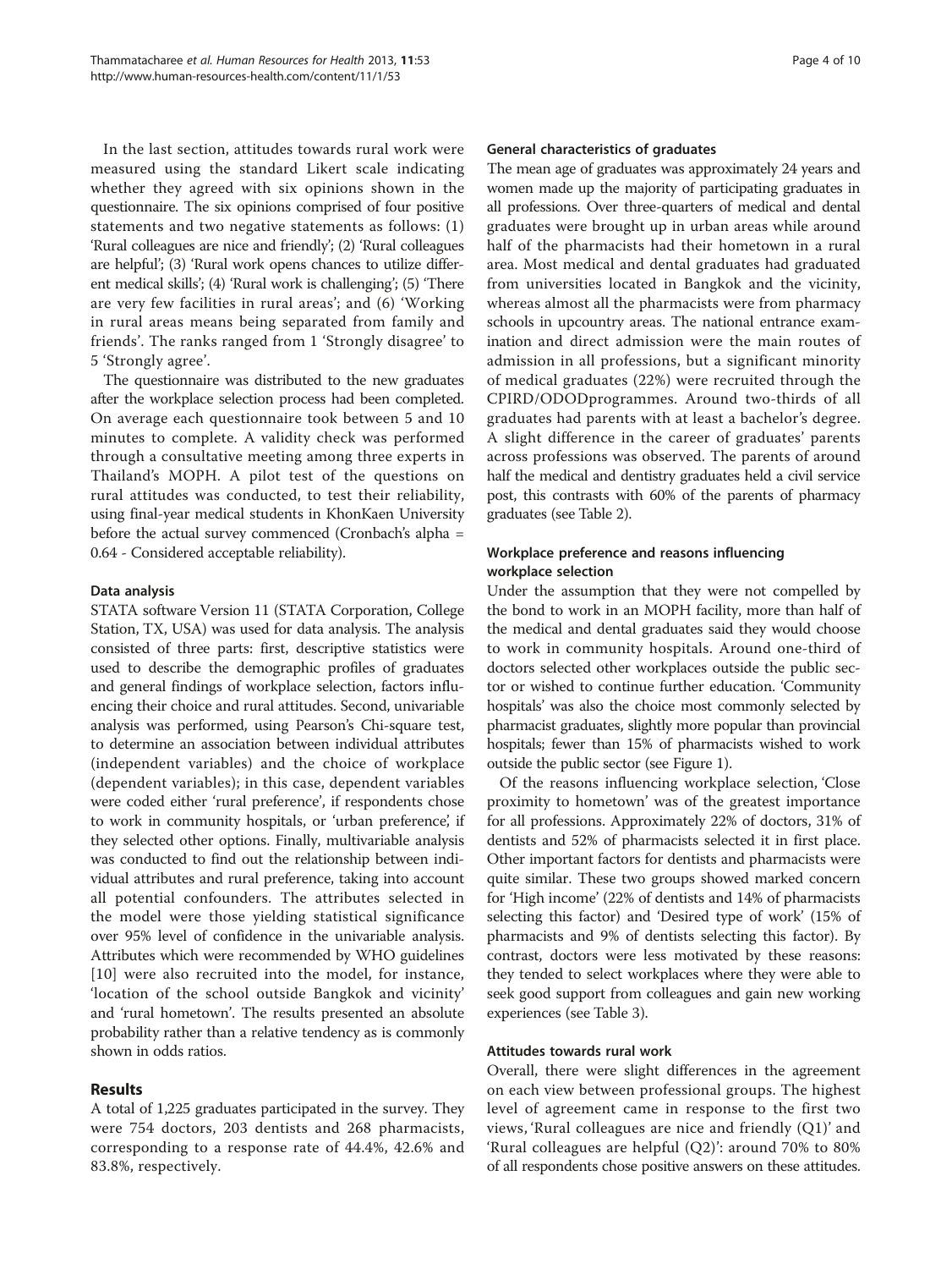In the last section, attitudes towards rural work were measured using the standard Likert scale indicating whether they agreed with six opinions shown in the questionnaire. The six opinions comprised of four positive statements and two negative statements as follows: (1) 'Rural colleagues are nice and friendly'; (2) 'Rural colleagues are helpful'; (3) 'Rural work opens chances to utilize different medical skills'; (4) 'Rural work is challenging'; (5) 'There are very few facilities in rural areas'; and (6) 'Working in rural areas means being separated from family and friends'. The ranks ranged from 1 'Strongly disagree' to 5 'Strongly agree'.

The questionnaire was distributed to the new graduates after the workplace selection process had been completed. On average each questionnaire took between 5 and 10 minutes to complete. A validity check was performed through a consultative meeting among three experts in Thailand's MOPH. A pilot test of the questions on rural attitudes was conducted, to test their reliability, using final-year medical students in KhonKaen University before the actual survey commenced (Cronbach's alpha = 0.64 - Considered acceptable reliability).

### Data analysis

STATA software Version 11 (STATA Corporation, College Station, TX, USA) was used for data analysis. The analysis consisted of three parts: first, descriptive statistics were used to describe the demographic profiles of graduates and general findings of workplace selection, factors influencing their choice and rural attitudes. Second, univariable analysis was performed, using Pearson's Chi-square test, to determine an association between individual attributes (independent variables) and the choice of workplace (dependent variables); in this case, dependent variables were coded either 'rural preference', if respondents chose to work in community hospitals, or 'urban preference', if they selected other options. Finally, multivariable analysis was conducted to find out the relationship between individual attributes and rural preference, taking into account all potential confounders. The attributes selected in the model were those yielding statistical significance over 95% level of confidence in the univariable analysis. Attributes which were recommended by WHO guidelines [10] were also recruited into the model, for instance, 'location of the school outside Bangkok and vicinity' and 'rural hometown'. The results presented an absolute probability rather than a relative tendency as is commonly shown in odds ratios.

## Results

A total of 1,225 graduates participated in the survey. They were 754 doctors, 203 dentists and 268 pharmacists, corresponding to a response rate of 44.4%, 42.6% and 83.8%, respectively.

### General characteristics of graduates

The mean age of graduates was approximately 24 years and women made up the majority of participating graduates in all professions. Over three-quarters of medical and dental graduates were brought up in urban areas while around half of the pharmacists had their hometown in a rural area. Most medical and dental graduates had graduated from universities located in Bangkok and the vicinity, whereas almost all the pharmacists were from pharmacy schools in upcountry areas. The national entrance examination and direct admission were the main routes of admission in all professions, but a significant minority of medical graduates (22%) were recruited through the CPIRD/ODODprogrammes. Around two-thirds of all graduates had parents with at least a bachelor's degree. A slight difference in the career of graduates' parents across professions was observed. The parents of around half the medical and dentistry graduates held a civil service post, this contrasts with 60% of the parents of pharmacy graduates (see Table 2).

### Workplace preference and reasons influencing workplace selection

Under the assumption that they were not compelled by the bond to work in an MOPH facility, more than half of the medical and dental graduates said they would choose to work in community hospitals. Around one-third of doctors selected other workplaces outside the public sector or wished to continue further education. 'Community hospitals' was also the choice most commonly selected by pharmacist graduates, slightly more popular than provincial hospitals; fewer than 15% of pharmacists wished to work outside the public sector (see Figure 1).

Of the reasons influencing workplace selection, 'Close proximity to hometown' was of the greatest importance for all professions. Approximately 22% of doctors, 31% of dentists and 52% of pharmacists selected it in first place. Other important factors for dentists and pharmacists were quite similar. These two groups showed marked concern for 'High income' (22% of dentists and 14% of pharmacists selecting this factor) and 'Desired type of work' (15% of pharmacists and 9% of dentists selecting this factor). By contrast, doctors were less motivated by these reasons: they tended to select workplaces where they were able to seek good support from colleagues and gain new working experiences (see Table 3).

### Attitudes towards rural work

Overall, there were slight differences in the agreement on each view between professional groups. The highest level of agreement came in response to the first two views, 'Rural colleagues are nice and friendly (Q1)' and 'Rural colleagues are helpful (Q2)': around 70% to 80% of all respondents chose positive answers on these attitudes.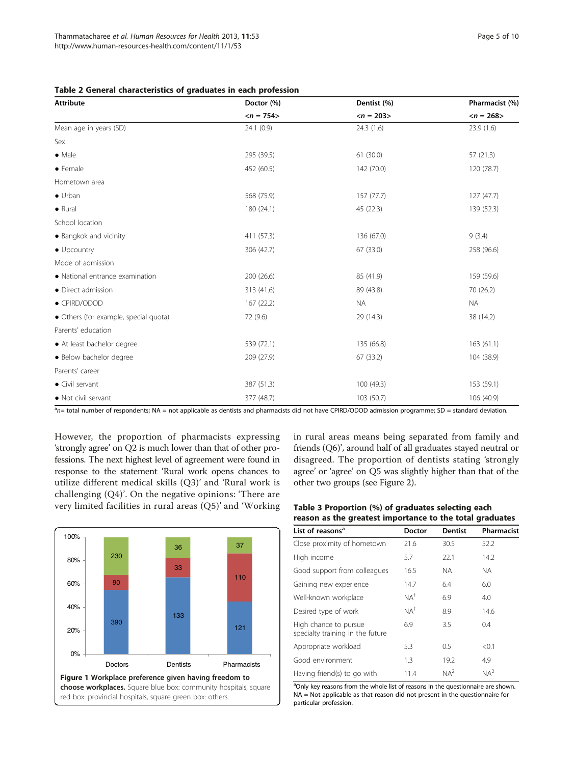**Table 2 General characteristics of graduates in each profession**

| Attribute | Doctor (%) | Dentist (%) | Pharmacist (%) |
|---|---|---|---|
| | <n = 754> | <n = 203> | <n = 268> |
| Mean age in years (SD) | 24.1 (0.9) | 24.3 (1.6) | 23.9 (1.6) |
| Sex | | | |
| • Male | 295 (39.5) | 61 (30.0) | 57 (21.3) |
| • Female | 452 (60.5) | 142 (70.0) | 120 (78.7) |
| Hometown area | | | |
| • Urban | 568 (75.9) | 157 (77.7) | 127 (47.7) |
| • Rural | 180 (24.1) | 45 (22.3) | 139 (52.3) |
| School location | | | |
| • Bangkok and vicinity | 411 (57.3) | 136 (67.0) | 9 (3.4) |
| • Upcountry | 306 (42.7) | 67 (33.0) | 258 (96.6) |
| Mode of admission | | | |
| • National entrance examination | 200 (26.6) | 85 (41.9) | 159 (59.6) |
| • Direct admission | 313 (41.6) | 89 (43.8) | 70 (26.2) |
| • CPIRD/ODOD | 167 (22.2) | NA | NA |
| • Others (for example, special quota) | 72 (9.6) | 29 (14.3) | 38 (14.2) |
| Parents' education | | | |
| • At least bachelor degree | 539 (72.1) | 135 (66.8) | 163 (61.1) |
| • Below bachelor degree | 209 (27.9) | 67 (33.2) | 104 (38.9) |
| Parents' career | | | |
| • Civil servant | 387 (51.3) | 100 (49.3) | 153 (59.1) |
| • Not civil servant | 377 (48.7) | 103 (50.7) | 106 (40.9) |

[a]n= total number of respondents; NA = not applicable as dentists and pharmacists did not have CPIRD/ODOD admission programme; SD = standard deviation.

However, the proportion of pharmacists expressing 'strongly agree' on Q2 is much lower than that of other professions. The next highest level of agreement were found in response to the statement 'Rural work opens chances to utilize different medical skills (Q3)' and 'Rural work is challenging (Q4)'. On the negative opinions: 'There are very limited facilities in rural areas (Q5)' and 'Working in rural areas means being separated from family and friends (Q6)', around half of all graduates stayed neutral or disagreed. The proportion of dentists stating 'strongly agree' or 'agree' on Q5 was slightly higher than that of the other two groups (see Figure 2).

**Figure 1 Workplace preference given having freedom to choose workplaces.** Square blue box: community hospitals, square red box: provincial hospitals, square green box: others.

**Table 3 Proportion (%) of graduates selecting each reason as the greatest importance to the total graduates**

| List of reasons[a] | Doctor | Dentist | Pharmacist |
|---|---|---|---|
| Close proximity of hometown | 21.6 | 30.5 | 52.2 |
| High income | 5.7 | 22.1 | 14.2 |
| Good support from colleagues | 16.5 | NA | NA |
| Gaining new experience | 14.7 | 6.4 | 6.0 |
| Well-known workplace | NA[†] | 6.9 | 4.0 |
| Desired type of work | NA[†] | 8.9 | 14.6 |
| High chance to pursue specialty training in the future | 6.9 | 3.5 | 0.4 |
| Appropriate workload | 5.3 | 0.5 | <0.1 |
| Good environment | 1.3 | 19.2 | 4.9 |
| Having friend(s) to go with | 11.4 | NA[2] | NA[2] |

[a]Only key reasons from the whole list of reasons in the questionnaire are shown. NA = Not applicable as that reason did not present in the questionnaire for particular profession.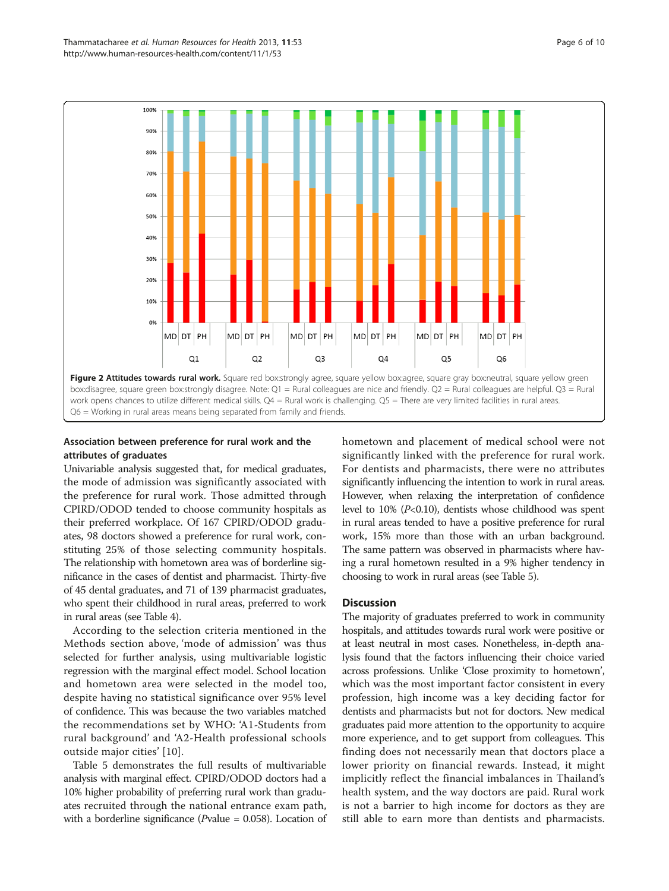**Figure 2 Attitudes towards rural work.** Square red box:strongly agree, square yellow box:agree, square gray box:neutral, square yellow green box:disagree, square green box:strongly disagree. Note: Q1 = Rural colleagues are nice and friendly. Q2 = Rural colleagues are helpful. Q3 = Rural work opens chances to utilize different medical skills. Q4 = Rural work is challenging. Q5 = There are very limited facilities in rural areas. Q6 = Working in rural areas means being separated from family and friends.

### Association between preference for rural work and the attributes of graduates

Univariable analysis suggested that, for medical graduates, the mode of admission was significantly associated with the preference for rural work. Those admitted through CPIRD/ODOD tended to choose community hospitals as their preferred workplace. Of 167 CPIRD/ODOD graduates, 98 doctors showed a preference for rural work, constituting 25% of those selecting community hospitals. The relationship with hometown area was of borderline significance in the cases of dentist and pharmacist. Thirty-five of 45 dental graduates, and 71 of 139 pharmacist graduates, who spent their childhood in rural areas, preferred to work in rural areas (see Table 4).

According to the selection criteria mentioned in the Methods section above, 'mode of admission' was thus selected for further analysis, using multivariable logistic regression with the marginal effect model. School location and hometown area were selected in the model too, despite having no statistical significance over 95% level of confidence. This was because the two variables matched the recommendations set by WHO: 'A1-Students from rural background' and 'A2-Health professional schools outside major cities' [10].

Table 5 demonstrates the full results of multivariable analysis with marginal effect. CPIRD/ODOD doctors had a 10% higher probability of preferring rural work than graduates recruited through the national entrance exam path, with a borderline significance (*P*value = 0.058). Location of hometown and placement of medical school were not significantly linked with the preference for rural work. For dentists and pharmacists, there were no attributes significantly influencing the intention to work in rural areas. However, when relaxing the interpretation of confidence level to 10% ($P<0.10$), dentists whose childhood was spent in rural areas tended to have a positive preference for rural work, 15% more than those with an urban background. The same pattern was observed in pharmacists where having a rural hometown resulted in a 9% higher tendency in choosing to work in rural areas (see Table 5).

## Discussion

The majority of graduates preferred to work in community hospitals, and attitudes towards rural work were positive or at least neutral in most cases. Nonetheless, in-depth analysis found that the factors influencing their choice varied across professions. Unlike 'Close proximity to hometown', which was the most important factor consistent in every profession, high income was a key deciding factor for dentists and pharmacists but not for doctors. New medical graduates paid more attention to the opportunity to acquire more experience, and to get support from colleagues. This finding does not necessarily mean that doctors place a lower priority on financial rewards. Instead, it might implicitly reflect the financial imbalances in Thailand's health system, and the way doctors are paid. Rural work is not a barrier to high income for doctors as they are still able to earn more than dentists and pharmacists.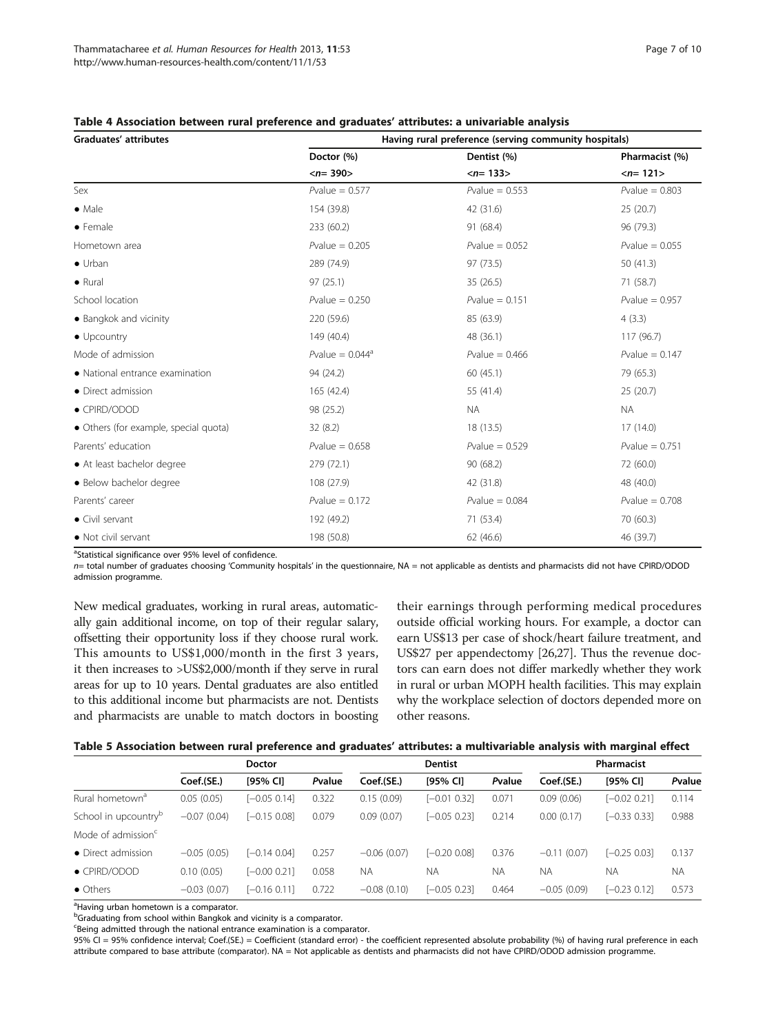**Table 4 Association between rural preference and graduates' attributes: a univariable analysis**

| Graduates' attributes | Having rural preference (serving community hospitals) | | |
|---|---|---|---|
| | Doctor (%) | Dentist (%) | Pharmacist (%) |
| | <n= 390> | <n= 133> | <n= 121> |
| Sex | *P*value = 0.577 | *P*value = 0.553 | *P*value = 0.803 |
| • Male | 154 (39.8) | 42 (31.6) | 25 (20.7) |
| • Female | 233 (60.2) | 91 (68.4) | 96 (79.3) |
| Hometown area | *P*value = 0.205 | *P*value = 0.052 | *P*value = 0.055 |
| • Urban | 289 (74.9) | 97 (73.5) | 50 (41.3) |
| • Rural | 97 (25.1) | 35 (26.5) | 71 (58.7) |
| School location | *P*value = 0.250 | *P*value = 0.151 | *P*value = 0.957 |
| • Bangkok and vicinity | 220 (59.6) | 85 (63.9) | 4 (3.3) |
| • Upcountry | 149 (40.4) | 48 (36.1) | 117 (96.7) |
| Mode of admission | *P*value = 0.044[a] | *P*value = 0.466 | *P*value = 0.147 |
| • National entrance examination | 94 (24.2) | 60 (45.1) | 79 (65.3) |
| • Direct admission | 165 (42.4) | 55 (41.4) | 25 (20.7) |
| • CPIRD/ODOD | 98 (25.2) | NA | NA |
| • Others (for example, special quota) | 32 (8.2) | 18 (13.5) | 17 (14.0) |
| Parents' education | *P*value = 0.658 | *P*value = 0.529 | *P*value = 0.751 |
| • At least bachelor degree | 279 (72.1) | 90 (68.2) | 72 (60.0) |
| • Below bachelor degree | 108 (27.9) | 42 (31.8) | 48 (40.0) |
| Parents' career | *P*value = 0.172 | *P*value = 0.084 | *P*value = 0.708 |
| • Civil servant | 192 (49.2) | 71 (53.4) | 70 (60.3) |
| • Not civil servant | 198 (50.8) | 62 (46.6) | 46 (39.7) |

[a]Statistical significance over 95% level of confidence.
*n*= total number of graduates choosing 'Community hospitals' in the questionnaire, NA = not applicable as dentists and pharmacists did not have CPIRD/ODOD admission programme.

New medical graduates, working in rural areas, automatically gain additional income, on top of their regular salary, offsetting their opportunity loss if they choose rural work. This amounts to US$1,000/month in the first 3 years, it then increases to >US$2,000/month if they serve in rural areas for up to 10 years. Dental graduates are also entitled to this additional income but pharmacists are not. Dentists and pharmacists are unable to match doctors in boosting their earnings through performing medical procedures outside official working hours. For example, a doctor can earn US$13 per case of shock/heart failure treatment, and US$27 per appendectomy [26,27]. Thus the revenue doctors can earn does not differ markedly whether they work in rural or urban MOPH health facilities. This may explain why the workplace selection of doctors depended more on other reasons.

**Table 5 Association between rural preference and graduates' attributes: a multivariable analysis with marginal effect**

| | Doctor | | | Dentist | | | Pharmacist | | |
|---|---|---|---|---|---|---|---|---|---|
| | Coef.(SE.) | [95% CI] | *P*value | Coef.(SE.) | [95% CI] | *P*value | Coef.(SE.) | [95% CI] | *P*value |
| Rural hometown[a] | 0.05 (0.05) | [−0.05 0.14] | 0.322 | 0.15 (0.09) | [−0.01 0.32] | 0.071 | 0.09 (0.06) | [−0.02 0.21] | 0.114 |
| School in upcountry[b] | −0.07 (0.04) | [−0.15 0.08] | 0.079 | 0.09 (0.07) | [−0.05 0.23] | 0.214 | 0.00 (0.17) | [−0.33 0.33] | 0.988 |
| Mode of admission[c] | | | | | | | | | |
| • Direct admission | −0.05 (0.05) | [−0.14 0.04] | 0.257 | −0.06 (0.07) | [−0.20 0.08] | 0.376 | −0.11 (0.07) | [−0.25 0.03] | 0.137 |
| • CPIRD/ODOD | 0.10 (0.05) | [−0.00 0.21] | 0.058 | NA | NA | NA | NA | NA | NA |
| • Others | −0.03 (0.07) | [−0.16 0.11] | 0.722 | −0.08 (0.10) | [−0.05 0.23] | 0.464 | −0.05 (0.09) | [−0.23 0.12] | 0.573 |

[a]Having urban hometown is a comparator.
[b]Graduating from school within Bangkok and vicinity is a comparator.
[c]Being admitted through the national entrance examination is a comparator.
95% CI = 95% confidence interval; Coef.(SE.) = Coefficient (standard error) - the coefficient represented absolute probability (%) of having rural preference in each attribute compared to base attribute (comparator). NA = Not applicable as dentists and pharmacists did not have CPIRD/ODOD admission programme.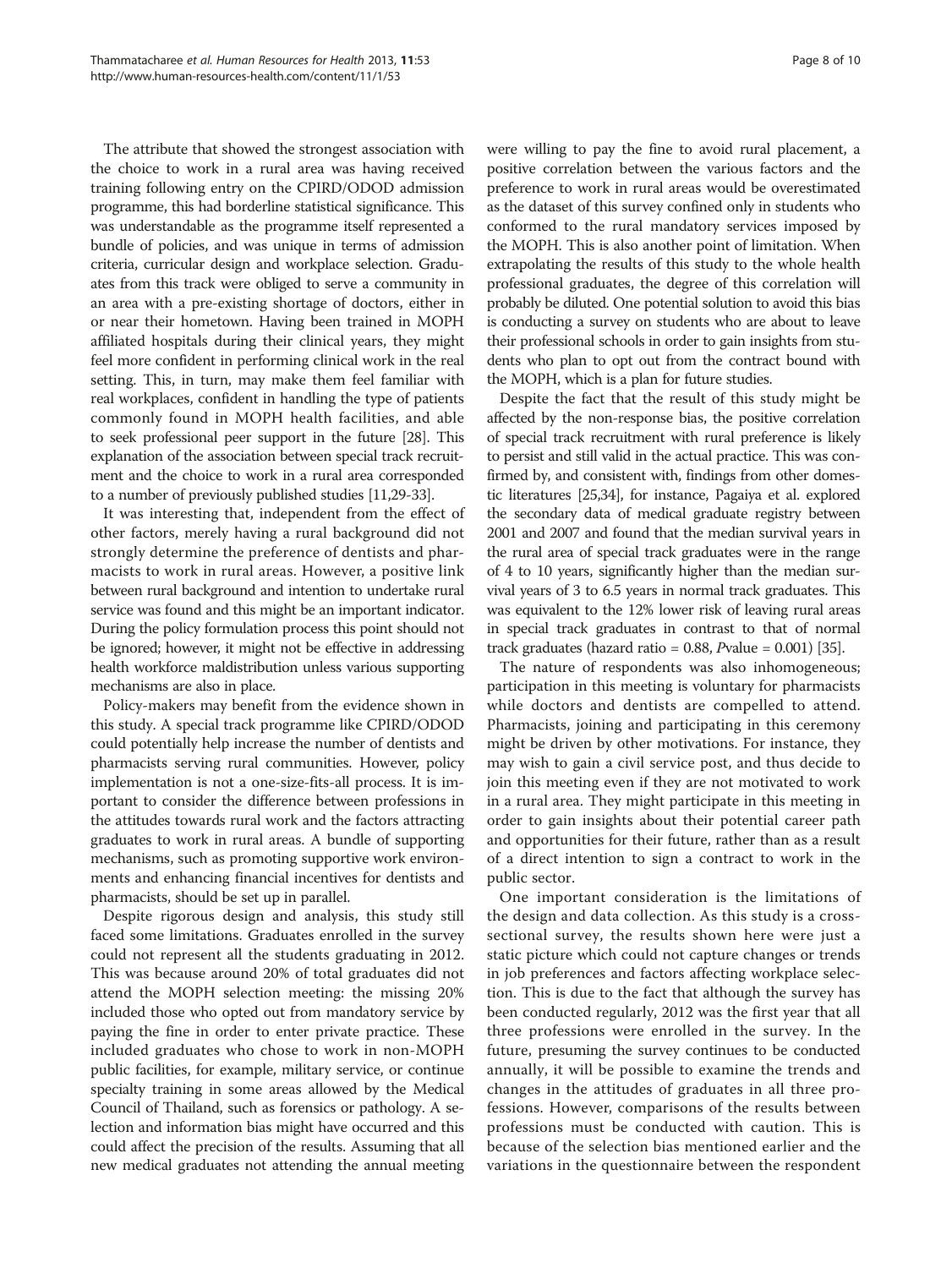The attribute that showed the strongest association with the choice to work in a rural area was having received training following entry on the CPIRD/ODOD admission programme, this had borderline statistical significance. This was understandable as the programme itself represented a bundle of policies, and was unique in terms of admission criteria, curricular design and workplace selection. Graduates from this track were obliged to serve a community in an area with a pre-existing shortage of doctors, either in or near their hometown. Having been trained in MOPH affiliated hospitals during their clinical years, they might feel more confident in performing clinical work in the real setting. This, in turn, may make them feel familiar with real workplaces, confident in handling the type of patients commonly found in MOPH health facilities, and able to seek professional peer support in the future [28]. This explanation of the association between special track recruitment and the choice to work in a rural area corresponded to a number of previously published studies [11,29-33].

It was interesting that, independent from the effect of other factors, merely having a rural background did not strongly determine the preference of dentists and pharmacists to work in rural areas. However, a positive link between rural background and intention to undertake rural service was found and this might be an important indicator. During the policy formulation process this point should not be ignored; however, it might not be effective in addressing health workforce maldistribution unless various supporting mechanisms are also in place.

Policy-makers may benefit from the evidence shown in this study. A special track programme like CPIRD/ODOD could potentially help increase the number of dentists and pharmacists serving rural communities. However, policy implementation is not a one-size-fits-all process. It is important to consider the difference between professions in the attitudes towards rural work and the factors attracting graduates to work in rural areas. A bundle of supporting mechanisms, such as promoting supportive work environments and enhancing financial incentives for dentists and pharmacists, should be set up in parallel.

Despite rigorous design and analysis, this study still faced some limitations. Graduates enrolled in the survey could not represent all the students graduating in 2012. This was because around 20% of total graduates did not attend the MOPH selection meeting: the missing 20% included those who opted out from mandatory service by paying the fine in order to enter private practice. These included graduates who chose to work in non-MOPH public facilities, for example, military service, or continue specialty training in some areas allowed by the Medical Council of Thailand, such as forensics or pathology. A selection and information bias might have occurred and this could affect the precision of the results. Assuming that all new medical graduates not attending the annual meeting were willing to pay the fine to avoid rural placement, a positive correlation between the various factors and the preference to work in rural areas would be overestimated as the dataset of this survey confined only in students who conformed to the rural mandatory services imposed by the MOPH. This is also another point of limitation. When extrapolating the results of this study to the whole health professional graduates, the degree of this correlation will probably be diluted. One potential solution to avoid this bias is conducting a survey on students who are about to leave their professional schools in order to gain insights from students who plan to opt out from the contract bound with the MOPH, which is a plan for future studies.

Despite the fact that the result of this study might be affected by the non-response bias, the positive correlation of special track recruitment with rural preference is likely to persist and still valid in the actual practice. This was confirmed by, and consistent with, findings from other domestic literatures [25,34], for instance, Pagaiya et al. explored the secondary data of medical graduate registry between 2001 and 2007 and found that the median survival years in the rural area of special track graduates were in the range of 4 to 10 years, significantly higher than the median survival years of 3 to 6.5 years in normal track graduates. This was equivalent to the 12% lower risk of leaving rural areas in special track graduates in contrast to that of normal track graduates (hazard ratio = 0.88, *P*value = 0.001) [35].

The nature of respondents was also inhomogeneous; participation in this meeting is voluntary for pharmacists while doctors and dentists are compelled to attend. Pharmacists, joining and participating in this ceremony might be driven by other motivations. For instance, they may wish to gain a civil service post, and thus decide to join this meeting even if they are not motivated to work in a rural area. They might participate in this meeting in order to gain insights about their potential career path and opportunities for their future, rather than as a result of a direct intention to sign a contract to work in the public sector.

One important consideration is the limitations of the design and data collection. As this study is a cross-sectional survey, the results shown here were just a static picture which could not capture changes or trends in job preferences and factors affecting workplace selection. This is due to the fact that although the survey has been conducted regularly, 2012 was the first year that all three professions were enrolled in the survey. In the future, presuming the survey continues to be conducted annually, it will be possible to examine the trends and changes in the attitudes of graduates in all three professions. However, comparisons of the results between professions must be conducted with caution. This is because of the selection bias mentioned earlier and the variations in the questionnaire between the respondent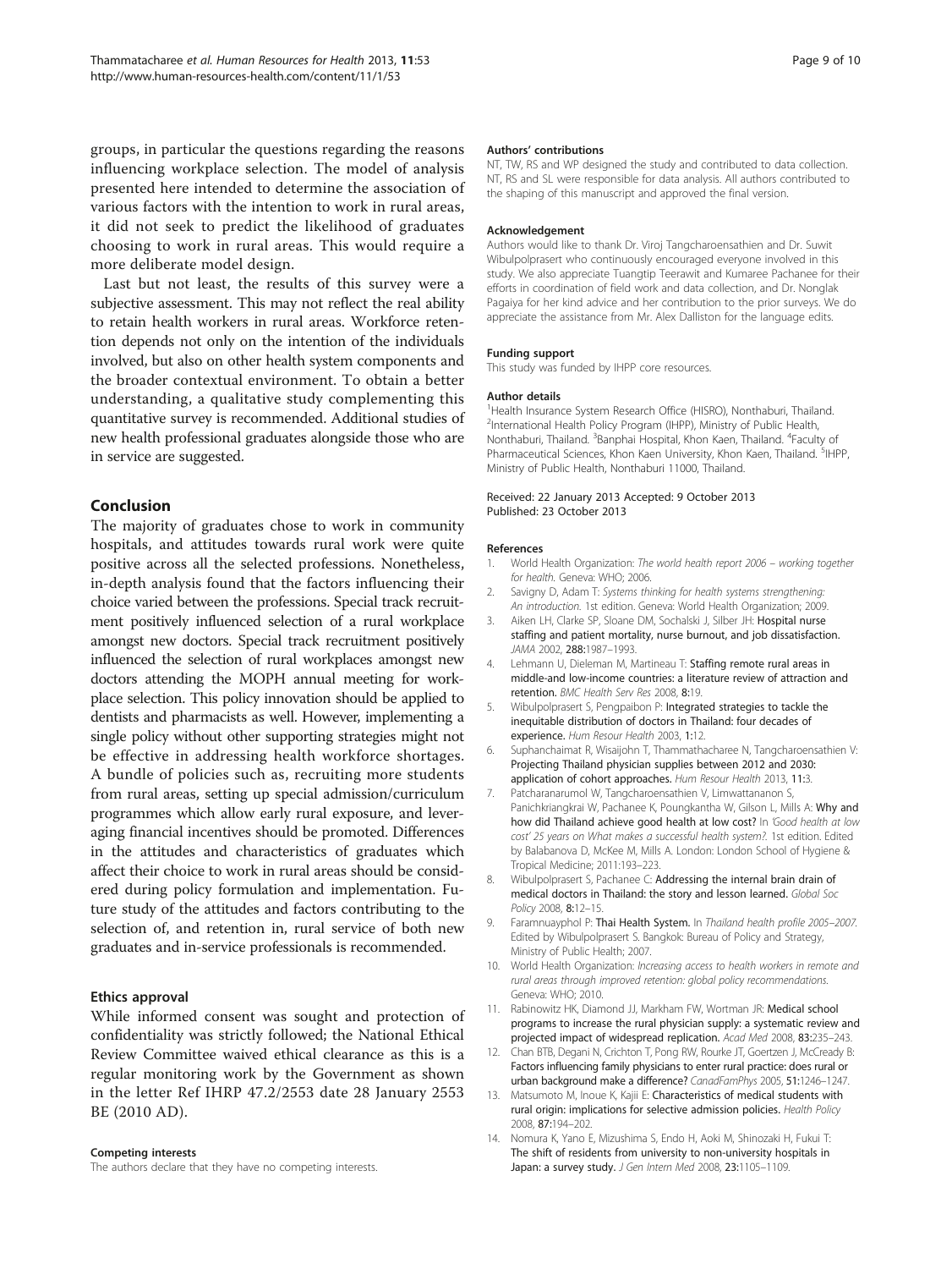groups, in particular the questions regarding the reasons influencing workplace selection. The model of analysis presented here intended to determine the association of various factors with the intention to work in rural areas, it did not seek to predict the likelihood of graduates choosing to work in rural areas. This would require a more deliberate model design.

Last but not least, the results of this survey were a subjective assessment. This may not reflect the real ability to retain health workers in rural areas. Workforce retention depends not only on the intention of the individuals involved, but also on other health system components and the broader contextual environment. To obtain a better understanding, a qualitative study complementing this quantitative survey is recommended. Additional studies of new health professional graduates alongside those who are in service are suggested.

## Conclusion

The majority of graduates chose to work in community hospitals, and attitudes towards rural work were quite positive across all the selected professions. Nonetheless, in-depth analysis found that the factors influencing their choice varied between the professions. Special track recruitment positively influenced selection of a rural workplace amongst new doctors. Special track recruitment positively influenced the selection of rural workplaces amongst new doctors attending the MOPH annual meeting for workplace selection. This policy innovation should be applied to dentists and pharmacists as well. However, implementing a single policy without other supporting strategies might not be effective in addressing health workforce shortages. A bundle of policies such as, recruiting more students from rural areas, setting up special admission/curriculum programmes which allow early rural exposure, and leveraging financial incentives should be promoted. Differences in the attitudes and characteristics of graduates which affect their choice to work in rural areas should be considered during policy formulation and implementation. Future study of the attitudes and factors contributing to the selection of, and retention in, rural service of both new graduates and in-service professionals is recommended.

### Ethics approval

While informed consent was sought and protection of confidentiality was strictly followed; the National Ethical Review Committee waived ethical clearance as this is a regular monitoring work by the Government as shown in the letter Ref IHRP 47.2/2553 date 28 January 2553 BE (2010 AD).

#### Competing interests

The authors declare that they have no competing interests.

#### Authors' contributions

NT, TW, RS and WP designed the study and contributed to data collection. NT, RS and SL were responsible for data analysis. All authors contributed to the shaping of this manuscript and approved the final version.

#### Acknowledgement

Authors would like to thank Dr. Viroj Tangcharoensathien and Dr. Suwit Wibulpolprasert who continuously encouraged everyone involved in this study. We also appreciate Tuangtip Teerawit and Kumaree Pachanee for their efforts in coordination of field work and data collection, and Dr. Nonglak Pagaiya for her kind advice and her contribution to the prior surveys. We do appreciate the assistance from Mr. Alex Dalliston for the language edits.

#### Funding support

This study was funded by IHPP core resources.

#### Author details

[1]Health Insurance System Research Office (HISRO), Nonthaburi, Thailand. [2]International Health Policy Program (IHPP), Ministry of Public Health, Nonthaburi, Thailand. [3]Banphai Hospital, Khon Kaen, Thailand. [4]Faculty of Pharmaceutical Sciences, Khon Kaen University, Khon Kaen, Thailand. [5]IHPP, Ministry of Public Health, Nonthaburi 11000, Thailand.

Received: 22 January 2013 Accepted: 9 October 2013
Published: 23 October 2013

#### References

1. World Health Organization: *The world health report 2006 – working together for health.* Geneva: WHO; 2006.
2. Savigny D, Adam T: *Systems thinking for health systems strengthening: An introduction.* 1st edition. Geneva: World Health Organization; 2009.
3. Aiken LH, Clarke SP, Sloane DM, Sochalski J, Silber JH: **Hospital nurse staffing and patient mortality, nurse burnout, and job dissatisfaction.** *JAMA* 2002, **288:**1987–1993.
4. Lehmann U, Dieleman M, Martineau T: **Staffing remote rural areas in middle-and low-income countries: a literature review of attraction and retention.** *BMC Health Serv Res* 2008, **8:**19.
5. Wibulpolprasert S, Pengpaibon P: **Integrated strategies to tackle the inequitable distribution of doctors in Thailand: four decades of experience.** *Hum Resour Health* 2003, **1:**12.
6. Suphanchaimat R, Wisaijohn T, Thammathacharee N, Tangcharoensathien V: **Projecting Thailand physician supplies between 2012 and 2030: application of cohort approaches.** *Hum Resour Health* 2013, **11:**3.
7. Patcharanarumol W, Tangcharoensathien V, Limwattananon S, Panichkriangkrai W, Pachanee K, Poungkantha W, Gilson L, Mills A: **Why and how did Thailand achieve good health at low cost?** In *'Good health at low cost' 25 years on What makes a successful health system?.* 1st edition. Edited by Balabanova D, McKee M, Mills A. London: London School of Hygiene & Tropical Medicine; 2011:193–223.
8. Wibulpolprasert S, Pachanee C: **Addressing the internal brain drain of medical doctors in Thailand: the story and lesson learned.** *Global Soc Policy* 2008, **8:**12–15.
9. Faramnuayphol P: **Thai Health System.** In *Thailand health profile 2005–2007.* Edited by Wibulpolprasert S. Bangkok: Bureau of Policy and Strategy, Ministry of Public Health; 2007.
10. World Health Organization: *Increasing access to health workers in remote and rural areas through improved retention: global policy recommendations.* Geneva: WHO; 2010.
11. Rabinowitz HK, Diamond JJ, Markham FW, Wortman JR: **Medical school programs to increase the rural physician supply: a systematic review and projected impact of widespread replication.** *Acad Med* 2008, **83:**235–243.
12. Chan BTB, Degani N, Crichton T, Pong RW, Rourke JT, Goertzen J, McCready B: **Factors influencing family physicians to enter rural practice: does rural or urban background make a difference?** *CanadFamPhys* 2005, **51:**1246–1247.
13. Matsumoto M, Inoue K, Kajii E: **Characteristics of medical students with rural origin: implications for selective admission policies.** *Health Policy* 2008, **87:**194–202.
14. Nomura K, Yano E, Mizushima S, Endo H, Aoki M, Shinozaki H, Fukui T: **The shift of residents from university to non-university hospitals in Japan: a survey study.** *J Gen Intern Med* 2008, **23:**1105–1109.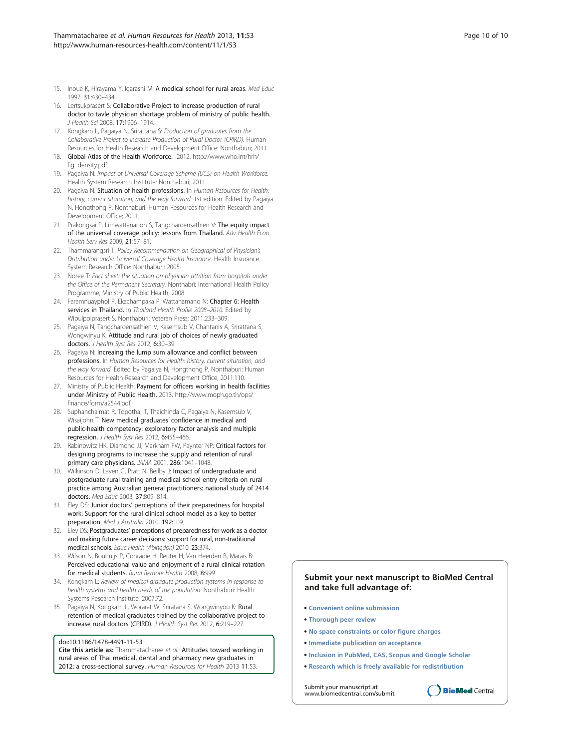15. Inoue K, Hirayama Y, Igarashi M: **A medical school for rural areas.** *Med Educ* 1997, **31:**430–434.
16. Lertsukprasert S: **Collaborative Project to increase production of rural doctor to tavle physician shortage problem of ministry of public health.** *J Health Sci* 2008, **17:**1906–1914.
17. Kongkam L, Pagaiya N, Srirattana S: *Production of graduates from the Collaborative Project to Increase Production of Rural Doctor (CPIRD).* Human Resources for Health Research and Development Office: Nonthaburi; 2011.
18. **Global Atlas of the Health Workforce.** 2012. http://www.who.int/hrh/fig_density.pdf.
19. Pagaiya N: *Impact of Universal Coverage Scheme (UCS) on Health Workforce.* Health System Research Institute: Nonthaburi; 2011.
20. Pagaiya N: **Situation of health professions.** In *Human Resources for Health: history, current situtation, and the way forward.* 1st edition. Edited by Pagaiya N, Hongthong P. Nonthaburi: Human Resources for Health Research and Development Office; 2011.
21. Prakongsai P, Limwattananon S, Tangcharoensathien V: **The equity impact of the universal coverage policy: lessons from Thailand.** *Adv Health Econ Health Serv Res* 2009, **21:**57–81.
22. Thammarangsri T: *Policy Recommendation on Geographical of Physician's Distribution under Universal Coverage Health Insurance.* Health Insurance System Research Office: Nonthaburi; 2005.
23. Noree T: *Fact sheet: the situation on physician attrition from hospitals under the Office of the Permanent Secretary.* Nonthabri: International Health Policy Programme, Ministry of Public Health; 2008.
24. Faramnuayphol P, Ekachampaka P, Wattanamano N: **Chapter 6: Health services in Thailand.** In *Thailand Health Profile 2008–2010.* Edited by Wibulpolprasert S. Nonthaburi: Veteran Press; 2011:233–309.
25. Pagaiya N, Tangcharoensathien V, Kasemsub V, Chantanis A, Srirattana S, Wongwinyu K: **Attitude and rural job of choices of newly graduated doctors.** *J Health Syst Res* 2012, **6:**30–39.
26. Pagaiya N: **Increaing the lump sum allowance and conflict between professions.** In *Human Resources for Health: history, current situtation, and the way forward.* Edited by Pagaiya N, Hongthong P. Nonthaburi: Human Resources for Health Research and Development Office; 2011:110.
27. Ministry of Public Health: **Payment for officers working in health facilities under Ministry of Public Health.** 2013. http://www.moph.go.th/ops/finance/form/a2544.pdf.
28. Suphanchaimat R, Topothai T, Thaichinda C, Pagaiya N, Kasemsub V, Wisaijohn T: **New medical graduates' confidence in medical and public-health competency: exploratory factor analysis and multiple regression.** *J Health Syst Res* 2012, **6:**455–466.
29. Rabinowitz HK, Diamond JJ, Markham FW, Paynter NP: **Critical factors for designing programs to increase the supply and retention of rural primary care physicians.** *JAMA* 2001, **286:**1041–1048.
30. Wilkinson D, Laven G, Pratt N, Beilby J: **Impact of undergraduate and postgraduate rural training and medical school entry criteria on rural practice among Australian general practitioners: national study of 2414 doctors.** *Med Educ* 2003, **37:**809–814.
31. Eley DS: **Junior doctors' perceptions of their preparedness for hospital work: Support for the rural clinical school model as a key to better preparation.** *Med J Australia* 2010, **192:**109.
32. Eley DS: **Postgraduates' perceptions of preparedness for work as a doctor and making future career decisions: support for rural, non-traditional medical schools.** *Educ Health (Abingdon)* 2010, **23:**374.
33. Wilson N, Bouhuijs P, Conradie H, Reuter H, Van Heerden B, Marais B: **Perceived educational value and enjoyment of a rural clinical rotation for medical students.** *Rural Remote Health* 2008, **8:**999.
34. Kongkam L: *Review of medical graadute production systems in response to health systems and health needs of the population.* Nonthaburi: Health Systems Research Institute; 2007:72.
35. Pagaiya N, Kongkam L, Worarat W, Sriratana S, Wongwinyou K: **Rural retention of medical graduates trained by the collaborative project to increase rural doctors (CPIRD).** *J Health Syst Res* 2012, **6:**219–227.

doi:10.1186/1478-4491-11-53

**Cite this article as:** Thammatacharee *et al.*: Attitudes toward working in rural areas of Thai medical, dental and pharmacy new graduates in 2012: a cross-sectional survey. *Human Resources for Health* 2013 **11**:53.

**Submit your next manuscript to BioMed Central and take full advantage of:**

- **Convenient online submission**
- **Thorough peer review**
- **No space constraints or color figure charges**
- **Immediate publication on acceptance**
- **Inclusion in PubMed, CAS, Scopus and Google Scholar**
- **Research which is freely available for redistribution**

Submit your manuscript at
www.biomedcentral.com/submit

BioMed Central